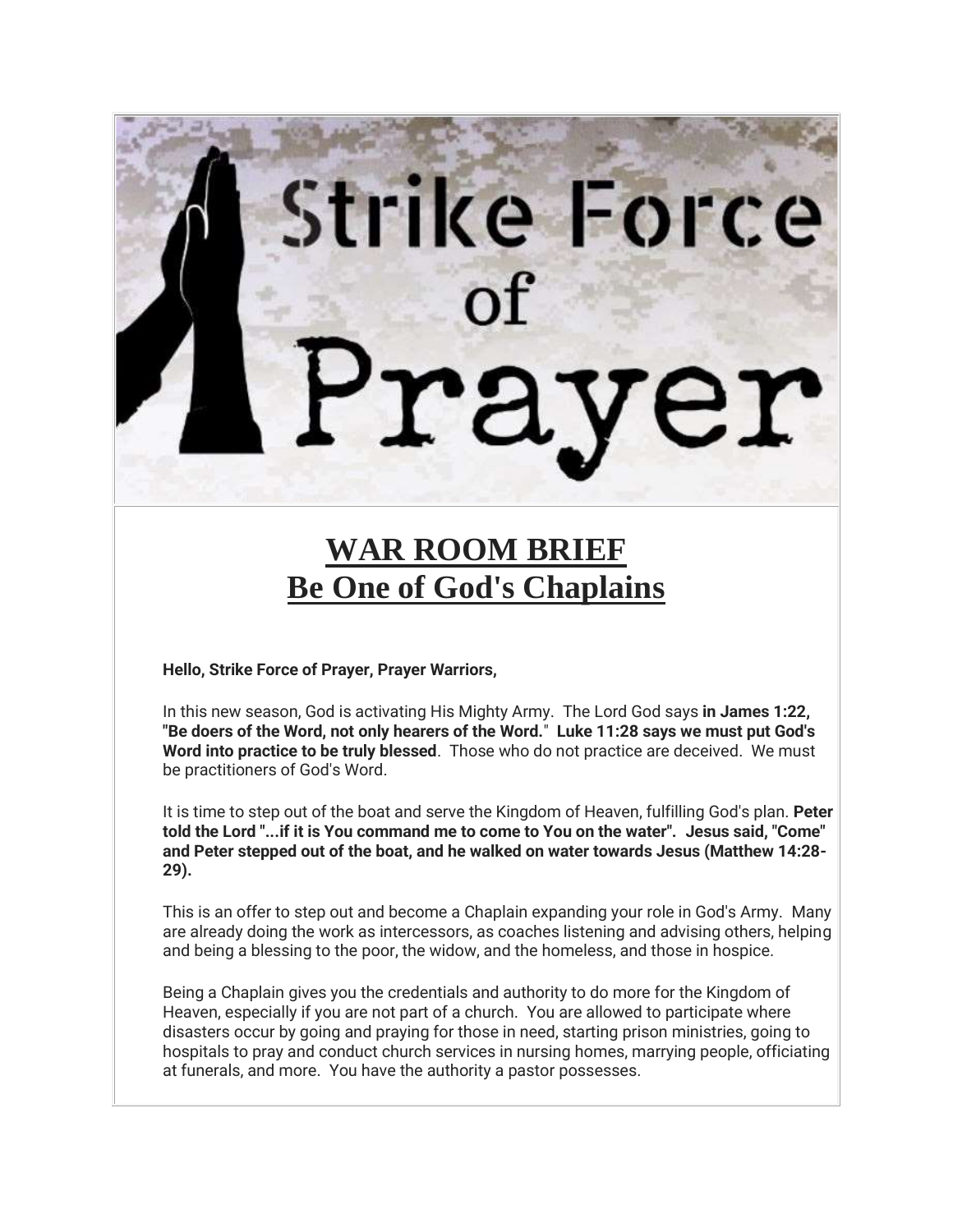# Strike Force of Prayer

## WAR ROOM BRIEF
## Be One of God's Chaplains

**Hello, Strike Force of Prayer, Prayer Warriors,**

In this new season, God is activating His Mighty Army. The Lord God says **in James 1:22, "Be doers of the Word, not only hearers of the Word." Luke 11:28 says we must put God's Word into practice to be truly blessed**. Those who do not practice are deceived. We must be practitioners of God's Word.

It is time to step out of the boat and serve the Kingdom of Heaven, fulfilling God's plan. **Peter told the Lord "...if it is You command me to come to You on the water". Jesus said, "Come" and Peter stepped out of the boat, and he walked on water towards Jesus (Matthew 14:28-29).**

This is an offer to step out and become a Chaplain expanding your role in God's Army. Many are already doing the work as intercessors, as coaches listening and advising others, helping and being a blessing to the poor, the widow, and the homeless, and those in hospice.

Being a Chaplain gives you the credentials and authority to do more for the Kingdom of Heaven, especially if you are not part of a church. You are allowed to participate where disasters occur by going and praying for those in need, starting prison ministries, going to hospitals to pray and conduct church services in nursing homes, marrying people, officiating at funerals, and more. You have the authority a pastor possesses.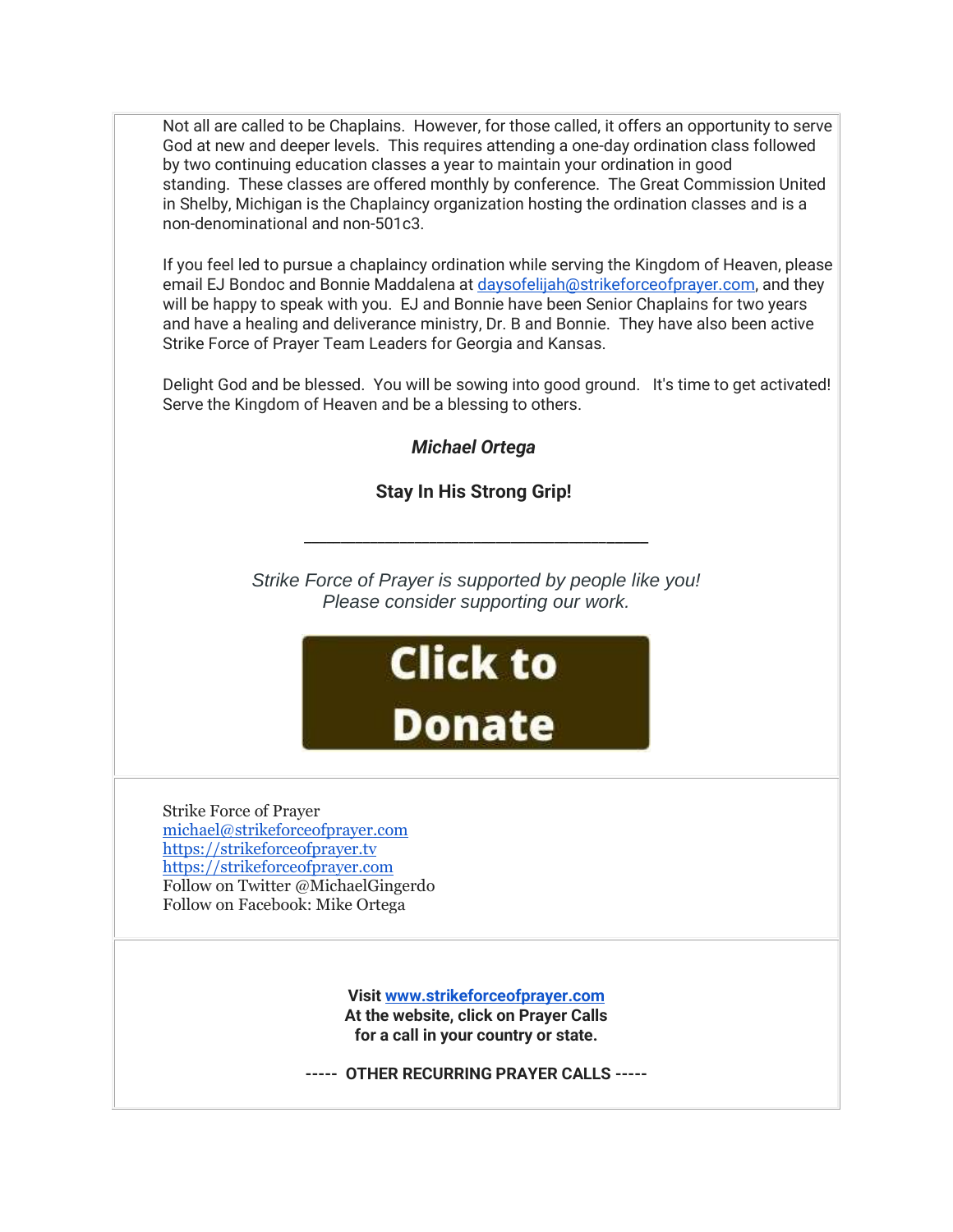Not all are called to be Chaplains. However, for those called, it offers an opportunity to serve God at new and deeper levels. This requires attending a one-day ordination class followed by two continuing education classes a year to maintain your ordination in good standing. These classes are offered monthly by conference. The Great Commission United in Shelby, Michigan is the Chaplaincy organization hosting the ordination classes and is a non-denominational and non-501c3.

If you feel led to pursue a chaplaincy ordination while serving the Kingdom of Heaven, please email EJ Bondoc and Bonnie Maddalena at daysofelijah@strikeforceofprayer.com, and they will be happy to speak with you. EJ and Bonnie have been Senior Chaplains for two years and have a healing and deliverance ministry, Dr. B and Bonnie. They have also been active Strike Force of Prayer Team Leaders for Georgia and Kansas.

Delight God and be blessed. You will be sowing into good ground. It's time to get activated! Serve the Kingdom of Heaven and be a blessing to others.

***Michael Ortega***

**Stay In His Strong Grip!**

---

*Strike Force of Prayer is supported by people like you!*
*Please consider supporting our work.*

**Click to Donate**

Strike Force of Prayer
michael@strikeforceofprayer.com
https://strikeforceofprayer.tv
https://strikeforceofprayer.com
Follow on Twitter @MichaelGingerdo
Follow on Facebook: Mike Ortega

**Visit www.strikeforceofprayer.com**
**At the website, click on Prayer Calls**
**for a call in your country or state.**

**----- OTHER RECURRING PRAYER CALLS -----**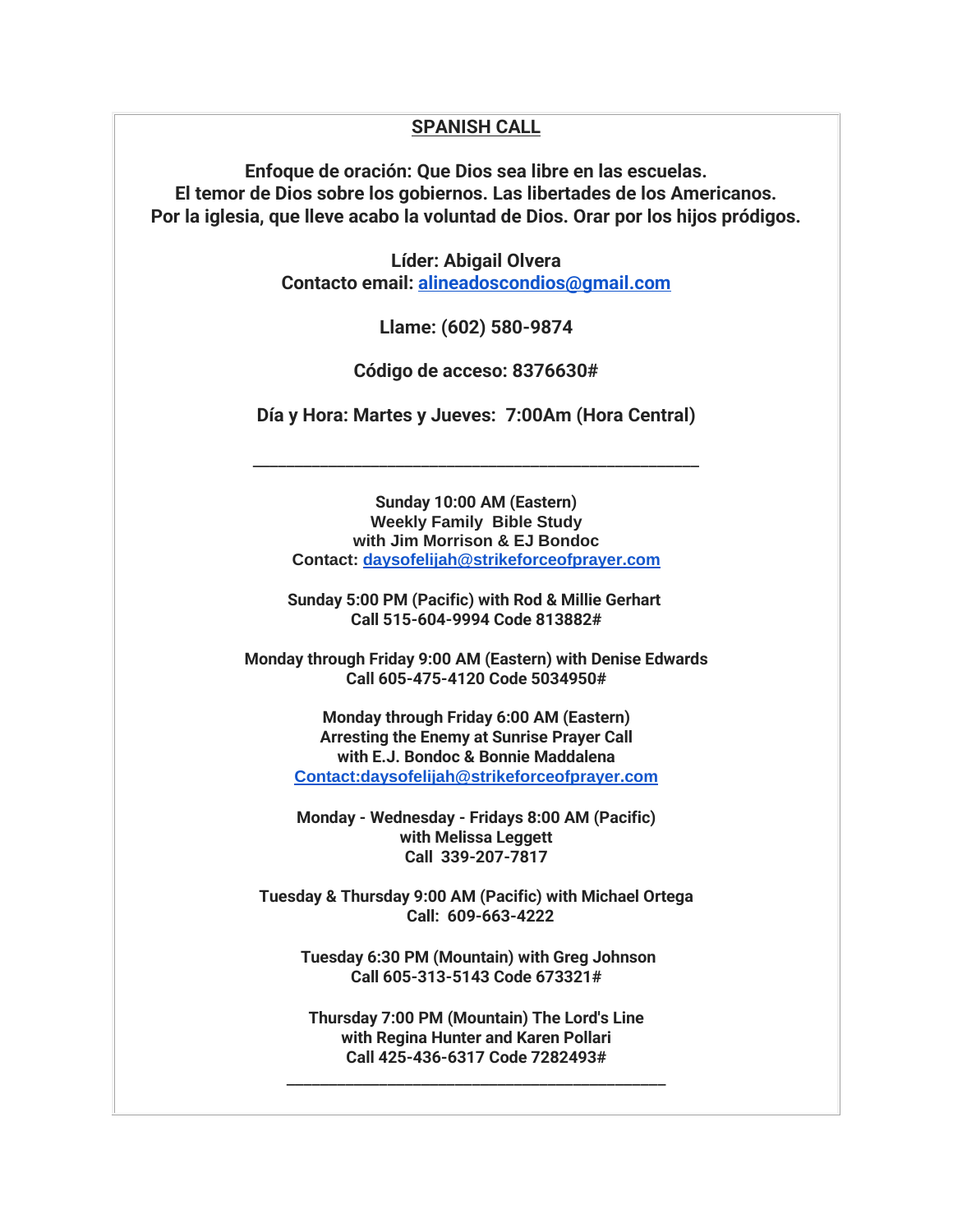## SPANISH CALL

**Enfoque de oración: Que Dios sea libre en las escuelas.**
**El temor de Dios sobre los gobiernos. Las libertades de los Americanos.**
**Por la iglesia, que lleve acabo la voluntad de Dios. Orar por los hijos pródigos.**

**Líder: Abigail Olvera**
**Contacto email: alineadoscondios@gmail.com**

**Llame: (602) 580-9874**

**Código de acceso: 8376630#**

**Día y Hora: Martes y Jueves: 7:00Am (Hora Central)**

---

**Sunday 10:00 AM (Eastern)**
**Weekly Family Bible Study**
**with Jim Morrison & EJ Bondoc**
**Contact: daysofelijah@strikeforceofprayer.com**

**Sunday 5:00 PM (Pacific) with Rod & Millie Gerhart**
**Call 515-604-9994 Code 813882#**

**Monday through Friday 9:00 AM (Eastern) with Denise Edwards**
**Call 605-475-4120 Code 5034950#**

**Monday through Friday 6:00 AM (Eastern)**
**Arresting the Enemy at Sunrise Prayer Call**
**with E.J. Bondoc & Bonnie Maddalena**
**Contact:daysofelijah@strikeforceofprayer.com**

**Monday - Wednesday - Fridays 8:00 AM (Pacific)**
**with Melissa Leggett**
**Call 339-207-7817**

**Tuesday & Thursday 9:00 AM (Pacific) with Michael Ortega**
**Call: 609-663-4222**

**Tuesday 6:30 PM (Mountain) with Greg Johnson**
**Call 605-313-5143 Code 673321#**

**Thursday 7:00 PM (Mountain) The Lord's Line**
**with Regina Hunter and Karen Pollari**
**Call 425-436-6317 Code 7282493#**

---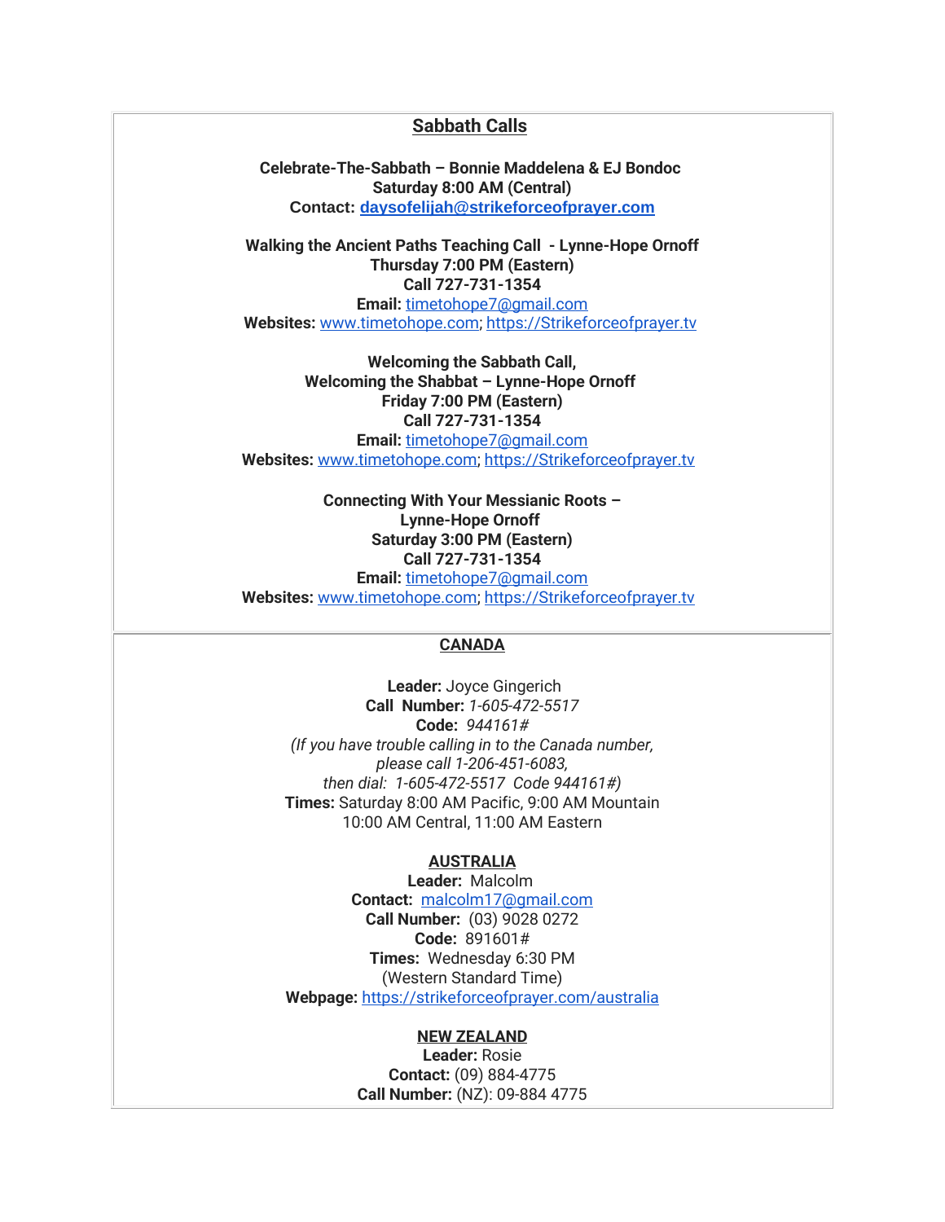## Sabbath Calls

**Celebrate-The-Sabbath – Bonnie Maddelena & EJ Bondoc**
**Saturday 8:00 AM (Central)**
**Contact: daysofelijah@strikeforceofprayer.com**

**Walking the Ancient Paths Teaching Call - Lynne-Hope Ornoff**
**Thursday 7:00 PM (Eastern)**
**Call 727-731-1354**
**Email:** timetohope7@gmail.com
**Websites:** www.timetohope.com; https://Strikeforceofprayer.tv

**Welcoming the Sabbath Call,**
**Welcoming the Shabbat – Lynne-Hope Ornoff**
**Friday 7:00 PM (Eastern)**
**Call 727-731-1354**
**Email:** timetohope7@gmail.com
**Websites:** www.timetohope.com; https://Strikeforceofprayer.tv

**Connecting With Your Messianic Roots –**
**Lynne-Hope Ornoff**
**Saturday 3:00 PM (Eastern)**
**Call 727-731-1354**
**Email:** timetohope7@gmail.com
**Websites:** www.timetohope.com; https://Strikeforceofprayer.tv

## CANADA

**Leader:** Joyce Gingerich
**Call Number:** *1-605-472-5517*
**Code:** *944161#*
*(If you have trouble calling in to the Canada number, please call 1-206-451-6083, then dial: 1-605-472-5517 Code 944161#)*
**Times:** Saturday 8:00 AM Pacific, 9:00 AM Mountain
10:00 AM Central, 11:00 AM Eastern

## AUSTRALIA

**Leader:** Malcolm
**Contact:** malcolm17@gmail.com
**Call Number:** (03) 9028 0272
**Code:** 891601#
**Times:** Wednesday 6:30 PM
(Western Standard Time)
**Webpage:** https://strikeforceofprayer.com/australia

## NEW ZEALAND

**Leader:** Rosie
**Contact:** (09) 884-4775
**Call Number:** (NZ): 09-884 4775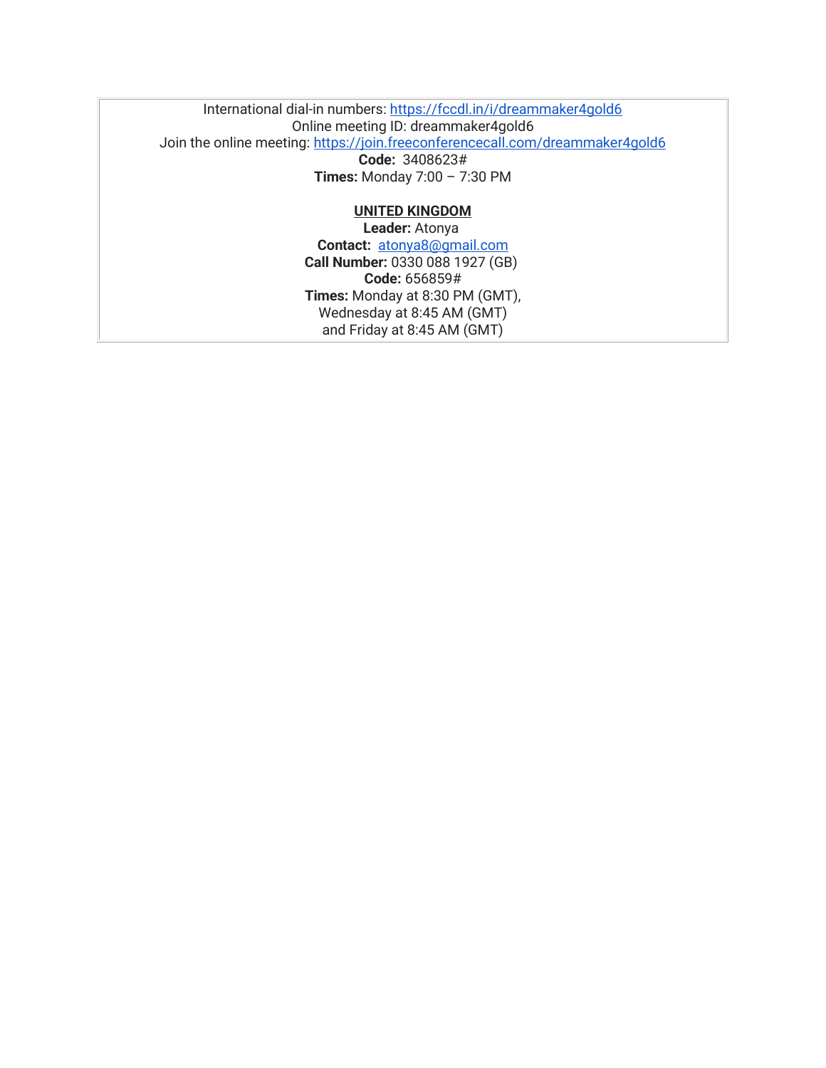International dial-in numbers: https://fccdl.in/i/dreammaker4gold6
Online meeting ID: dreammaker4gold6
Join the online meeting: https://join.freeconferencecall.com/dreammaker4gold6
**Code:** 3408623#
**Times:** Monday 7:00 – 7:30 PM

**UNITED KINGDOM**
**Leader:** Atonya
**Contact:** atonya8@gmail.com
**Call Number:** 0330 088 1927 (GB)
**Code:** 656859#
**Times:** Monday at 8:30 PM (GMT),
Wednesday at 8:45 AM (GMT)
and Friday at 8:45 AM (GMT)